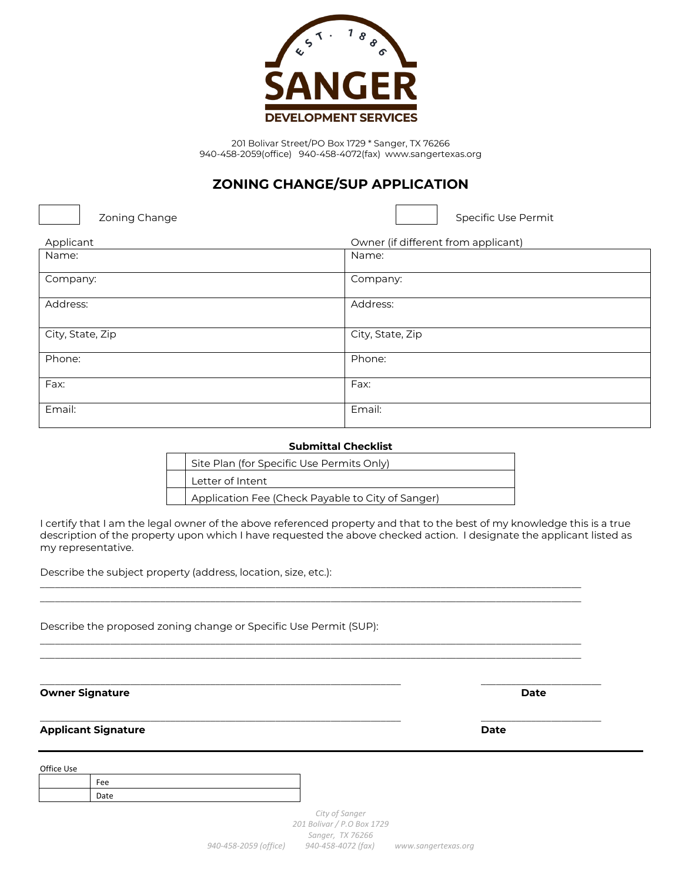SANGER
DEVELOPMENT SERVICES
EST. 1886

201 Bolivar Street/PO Box 1729 * Sanger, TX 76266
940-458-2059(office) 940-458-4072(fax) www.sangertexas.org

# ZONING CHANGE/SUP APPLICATION

☐ Zoning Change ☐ Specific Use Permit

| Applicant | Owner (if different from applicant) |
|---|---|
| Name: | Name: |
| Company: | Company: |
| Address: | Address: |
| City, State, Zip | City, State, Zip |
| Phone: | Phone: |
| Fax: | Fax: |
| Email: | Email: |

**Submittal Checklist**

| | |
|---|---|
| ☐ | Site Plan (for Specific Use Permits Only) |
| ☐ | Letter of Intent |
| ☐ | Application Fee (Check Payable to City of Sanger) |

I certify that I am the legal owner of the above referenced property and that to the best of my knowledge this is a true description of the property upon which I have requested the above checked action. I designate the applicant listed as my representative.

Describe the subject property (address, location, size, etc.):

______________________________________________________________________________

______________________________________________________________________________

Describe the proposed zoning change or Specific Use Permit (SUP):

______________________________________________________________________________

______________________________________________________________________________

______________________________________________________ ____________________

**Owner Signature** **Date**

______________________________________________________ ____________________

**Applicant Signature** **Date**

---

Office Use

| | |
|---|---|
| | Fee |
| | Date |

*City of Sanger*
*201 Bolivar / P.O Box 1729*
*Sanger, TX 76266*
*940-458-2059 (office) 940-458-4072 (fax) www.sangertexas.org*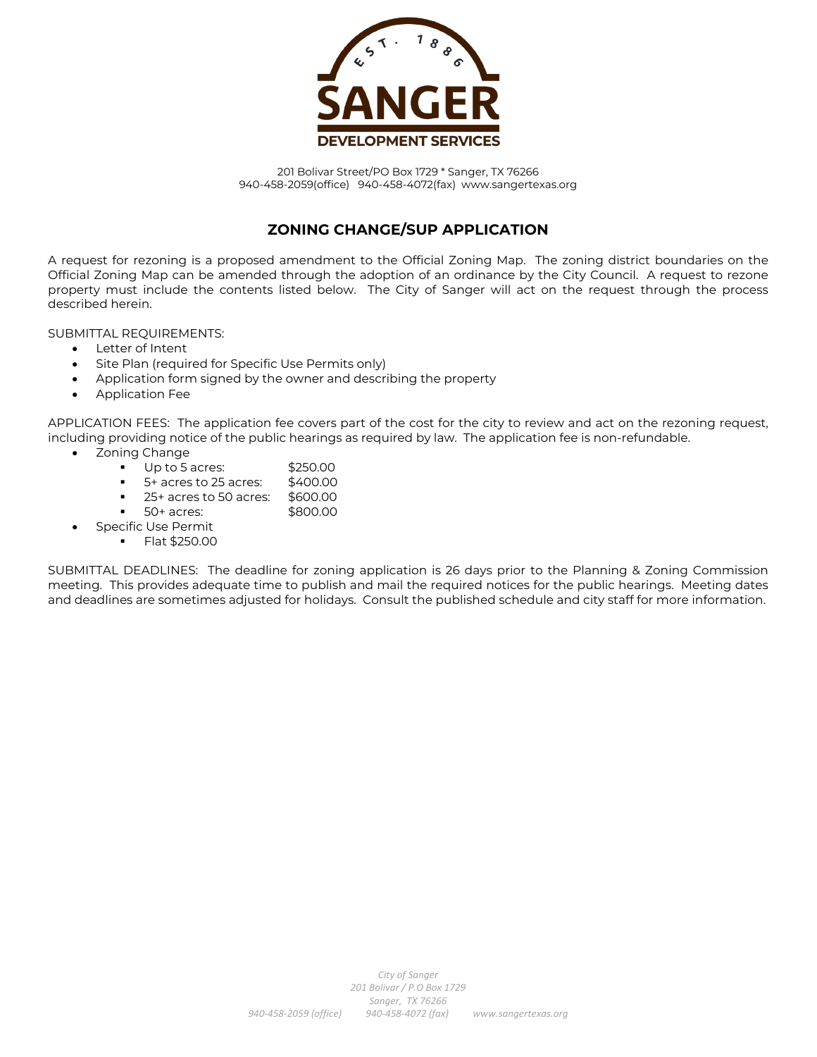**SANGER**

**DEVELOPMENT SERVICES**

EST. 1886

201 Bolivar Street/PO Box 1729 * Sanger, TX 76266
940-458-2059(office) 940-458-4072(fax) www.sangertexas.org

## ZONING CHANGE/SUP APPLICATION

A request for rezoning is a proposed amendment to the Official Zoning Map. The zoning district boundaries on the Official Zoning Map can be amended through the adoption of an ordinance by the City Council. A request to rezone property must include the contents listed below. The City of Sanger will act on the request through the process described herein.

SUBMITTAL REQUIREMENTS:

- Letter of Intent
- Site Plan (required for Specific Use Permits only)
- Application form signed by the owner and describing the property
- Application Fee

APPLICATION FEES: The application fee covers part of the cost for the city to review and act on the rezoning request, including providing notice of the public hearings as required by law. The application fee is non-refundable.

- Zoning Change
  - Up to 5 acres: $250.00
  - 5+ acres to 25 acres: $400.00
  - 25+ acres to 50 acres: $600.00
  - 50+ acres: $800.00
- Specific Use Permit
  - Flat $250.00

SUBMITTAL DEADLINES: The deadline for zoning application is 26 days prior to the Planning & Zoning Commission meeting. This provides adequate time to publish and mail the required notices for the public hearings. Meeting dates and deadlines are sometimes adjusted for holidays. Consult the published schedule and city staff for more information.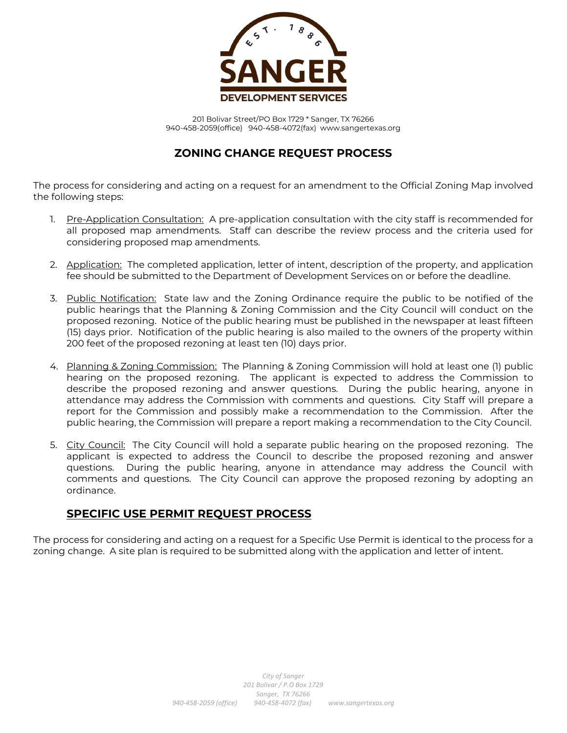201 Bolivar Street/PO Box 1729 * Sanger, TX 76266
940-458-2059(office) 940-458-4072(fax) www.sangertexas.org

## ZONING CHANGE REQUEST PROCESS

The process for considering and acting on a request for an amendment to the Official Zoning Map involved the following steps:

1. Pre-Application Consultation: A pre-application consultation with the city staff is recommended for all proposed map amendments. Staff can describe the review process and the criteria used for considering proposed map amendments.

2. Application: The completed application, letter of intent, description of the property, and application fee should be submitted to the Department of Development Services on or before the deadline.

3. Public Notification: State law and the Zoning Ordinance require the public to be notified of the public hearings that the Planning & Zoning Commission and the City Council will conduct on the proposed rezoning. Notice of the public hearing must be published in the newspaper at least fifteen (15) days prior. Notification of the public hearing is also mailed to the owners of the property within 200 feet of the proposed rezoning at least ten (10) days prior.

4. Planning & Zoning Commission: The Planning & Zoning Commission will hold at least one (1) public hearing on the proposed rezoning. The applicant is expected to address the Commission to describe the proposed rezoning and answer questions. During the public hearing, anyone in attendance may address the Commission with comments and questions. City Staff will prepare a report for the Commission and possibly make a recommendation to the Commission. After the public hearing, the Commission will prepare a report making a recommendation to the City Council.

5. City Council: The City Council will hold a separate public hearing on the proposed rezoning. The applicant is expected to address the Council to describe the proposed rezoning and answer questions. During the public hearing, anyone in attendance may address the Council with comments and questions. The City Council can approve the proposed rezoning by adopting an ordinance.

## SPECIFIC USE PERMIT REQUEST PROCESS

The process for considering and acting on a request for a Specific Use Permit is identical to the process for a zoning change. A site plan is required to be submitted along with the application and letter of intent.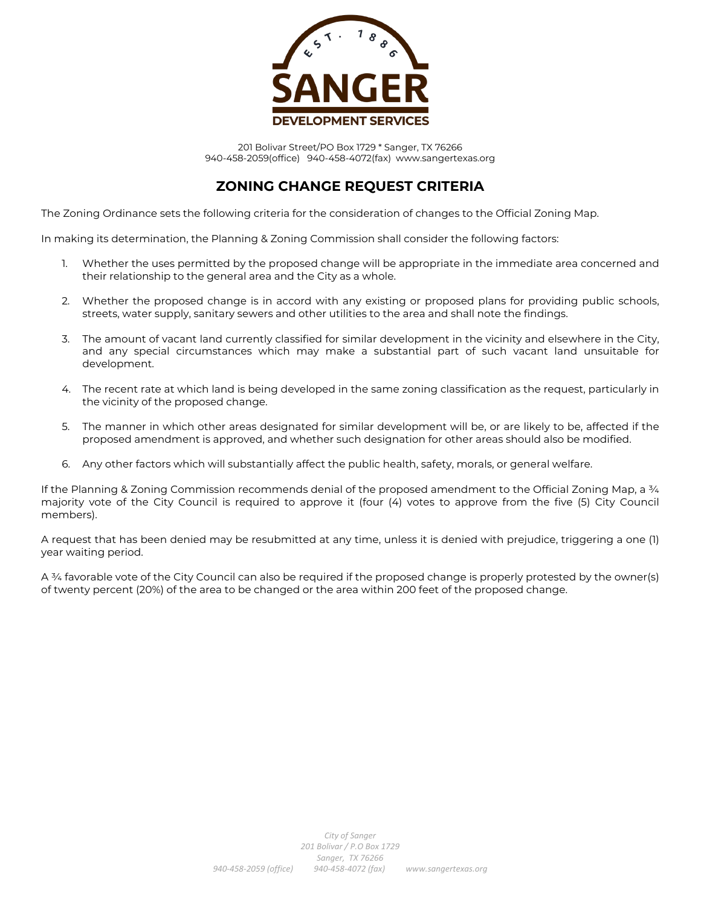SANGER

DEVELOPMENT SERVICES

201 Bolivar Street/PO Box 1729 * Sanger, TX 76266
940-458-2059(office) 940-458-4072(fax) www.sangertexas.org

# ZONING CHANGE REQUEST CRITERIA

The Zoning Ordinance sets the following criteria for the consideration of changes to the Official Zoning Map.

In making its determination, the Planning & Zoning Commission shall consider the following factors:

1. Whether the uses permitted by the proposed change will be appropriate in the immediate area concerned and their relationship to the general area and the City as a whole.
2. Whether the proposed change is in accord with any existing or proposed plans for providing public schools, streets, water supply, sanitary sewers and other utilities to the area and shall note the findings.
3. The amount of vacant land currently classified for similar development in the vicinity and elsewhere in the City, and any special circumstances which may make a substantial part of such vacant land unsuitable for development.
4. The recent rate at which land is being developed in the same zoning classification as the request, particularly in the vicinity of the proposed change.
5. The manner in which other areas designated for similar development will be, or are likely to be, affected if the proposed amendment is approved, and whether such designation for other areas should also be modified.
6. Any other factors which will substantially affect the public health, safety, morals, or general welfare.

If the Planning & Zoning Commission recommends denial of the proposed amendment to the Official Zoning Map, a ¾ majority vote of the City Council is required to approve it (four (4) votes to approve from the five (5) City Council members).

A request that has been denied may be resubmitted at any time, unless it is denied with prejudice, triggering a one (1) year waiting period.

A ¾ favorable vote of the City Council can also be required if the proposed change is properly protested by the owner(s) of twenty percent (20%) of the area to be changed or the area within 200 feet of the proposed change.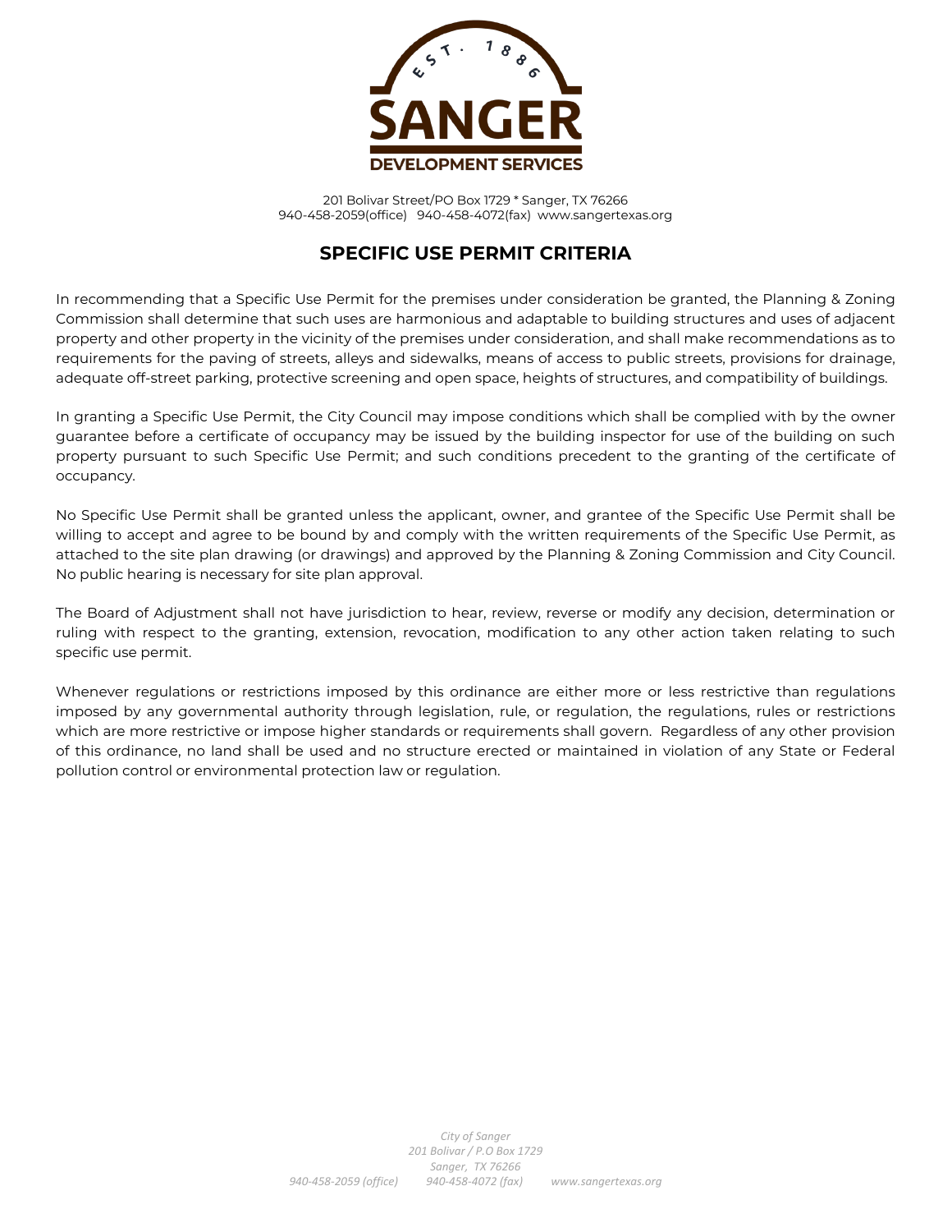# SANGER DEVELOPMENT SERVICES

201 Bolivar Street/PO Box 1729 * Sanger, TX 76266
940-458-2059(office) 940-458-4072(fax) www.sangertexas.org

## SPECIFIC USE PERMIT CRITERIA

In recommending that a Specific Use Permit for the premises under consideration be granted, the Planning & Zoning Commission shall determine that such uses are harmonious and adaptable to building structures and uses of adjacent property and other property in the vicinity of the premises under consideration, and shall make recommendations as to requirements for the paving of streets, alleys and sidewalks, means of access to public streets, provisions for drainage, adequate off-street parking, protective screening and open space, heights of structures, and compatibility of buildings.

In granting a Specific Use Permit, the City Council may impose conditions which shall be complied with by the owner guarantee before a certificate of occupancy may be issued by the building inspector for use of the building on such property pursuant to such Specific Use Permit; and such conditions precedent to the granting of the certificate of occupancy.

No Specific Use Permit shall be granted unless the applicant, owner, and grantee of the Specific Use Permit shall be willing to accept and agree to be bound by and comply with the written requirements of the Specific Use Permit, as attached to the site plan drawing (or drawings) and approved by the Planning & Zoning Commission and City Council. No public hearing is necessary for site plan approval.

The Board of Adjustment shall not have jurisdiction to hear, review, reverse or modify any decision, determination or ruling with respect to the granting, extension, revocation, modification to any other action taken relating to such specific use permit.

Whenever regulations or restrictions imposed by this ordinance are either more or less restrictive than regulations imposed by any governmental authority through legislation, rule, or regulation, the regulations, rules or restrictions which are more restrictive or impose higher standards or requirements shall govern. Regardless of any other provision of this ordinance, no land shall be used and no structure erected or maintained in violation of any State or Federal pollution control or environmental protection law or regulation.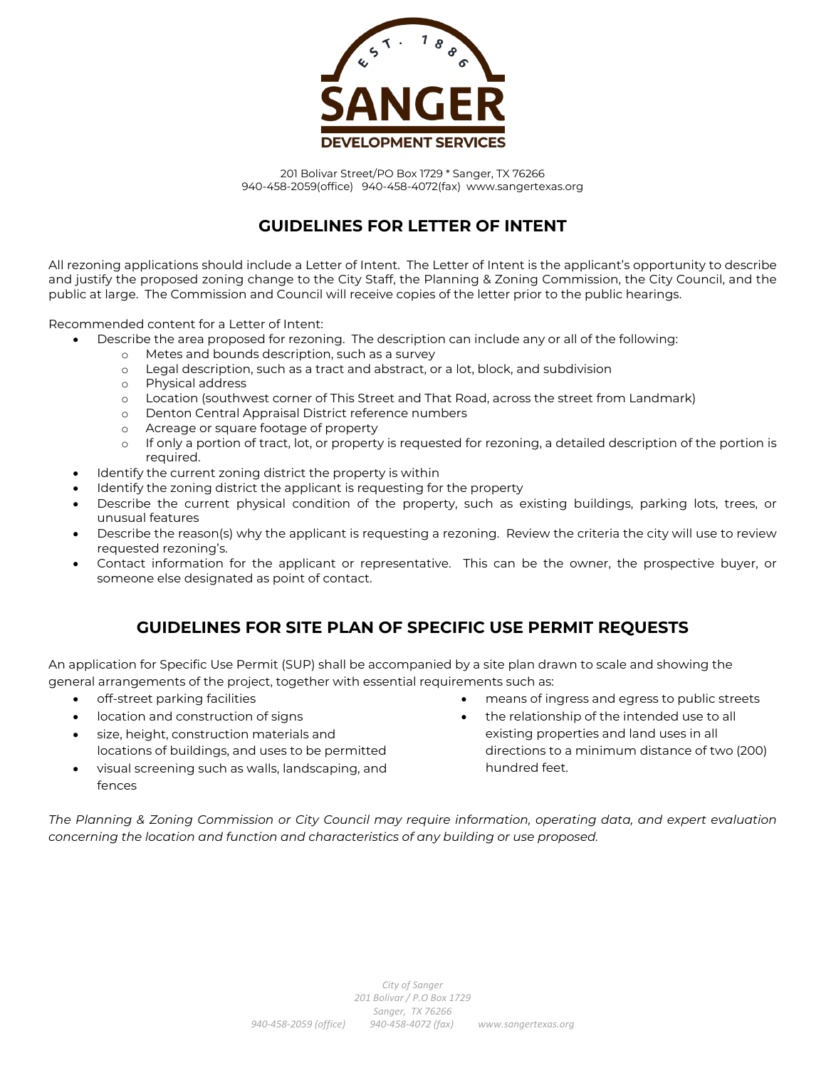EST. 1886

SANGER

DEVELOPMENT SERVICES

201 Bolivar Street/PO Box 1729 * Sanger, TX 76266
940-458-2059(office) 940-458-4072(fax) www.sangertexas.org

## GUIDELINES FOR LETTER OF INTENT

All rezoning applications should include a Letter of Intent. The Letter of Intent is the applicant's opportunity to describe and justify the proposed zoning change to the City Staff, the Planning & Zoning Commission, the City Council, and the public at large. The Commission and Council will receive copies of the letter prior to the public hearings.

Recommended content for a Letter of Intent:

- Describe the area proposed for rezoning. The description can include any or all of the following:
  - Metes and bounds description, such as a survey
  - Legal description, such as a tract and abstract, or a lot, block, and subdivision
  - Physical address
  - Location (southwest corner of This Street and That Road, across the street from Landmark)
  - Denton Central Appraisal District reference numbers
  - Acreage or square footage of property
  - If only a portion of tract, lot, or property is requested for rezoning, a detailed description of the portion is required.
- Identify the current zoning district the property is within
- Identify the zoning district the applicant is requesting for the property
- Describe the current physical condition of the property, such as existing buildings, parking lots, trees, or unusual features
- Describe the reason(s) why the applicant is requesting a rezoning. Review the criteria the city will use to review requested rezoning's.
- Contact information for the applicant or representative. This can be the owner, the prospective buyer, or someone else designated as point of contact.

## GUIDELINES FOR SITE PLAN OF SPECIFIC USE PERMIT REQUESTS

An application for Specific Use Permit (SUP) shall be accompanied by a site plan drawn to scale and showing the general arrangements of the project, together with essential requirements such as:

- off-street parking facilities
- location and construction of signs
- size, height, construction materials and locations of buildings, and uses to be permitted
- visual screening such as walls, landscaping, and fences
- means of ingress and egress to public streets
- the relationship of the intended use to all existing properties and land uses in all directions to a minimum distance of two (200) hundred feet.

*The Planning & Zoning Commission or City Council may require information, operating data, and expert evaluation concerning the location and function and characteristics of any building or use proposed.*